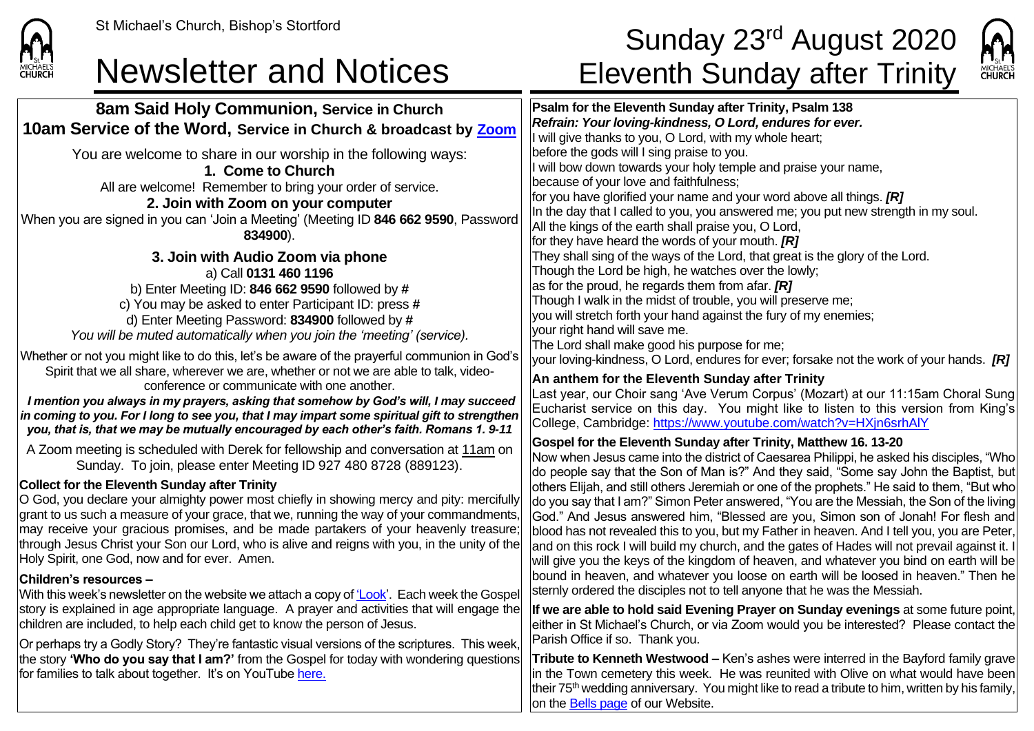St Michael's Church, Bishop's Stortford

# Newsletter and Notices

# Sunday 23rd August 2020
# Eleventh Sunday after Trinity

## 8am Said Holy Communion, Service in Church
## 10am Service of the Word, Service in Church & broadcast by Zoom

You are welcome to share in our worship in the following ways:

**1. Come to Church**

All are welcome! Remember to bring your order of service.

**2. Join with Zoom on your computer**

When you are signed in you can 'Join a Meeting' (Meeting ID **846 662 9590**, Password **834900**).

**3. Join with Audio Zoom via phone**

a) Call **0131 460 1196**

b) Enter Meeting ID: **846 662 9590** followed by **#**

c) You may be asked to enter Participant ID: press **#**

d) Enter Meeting Password: **834900** followed by **#**

*You will be muted automatically when you join the 'meeting' (service).*

Whether or not you might like to do this, let's be aware of the prayerful communion in God's Spirit that we all share, wherever we are, whether or not we are able to talk, video-conference or communicate with one another.

***I mention you always in my prayers, asking that somehow by God's will, I may succeed in coming to you. For I long to see you, that I may impart some spiritual gift to strengthen you, that is, that we may be mutually encouraged by each other's faith. Romans 1. 9-11***

A Zoom meeting is scheduled with Derek for fellowship and conversation at 11am on Sunday. To join, please enter Meeting ID 927 480 8728 (889123).

**Collect for the Eleventh Sunday after Trinity**

O God, you declare your almighty power most chiefly in showing mercy and pity: mercifully grant to us such a measure of your grace, that we, running the way of your commandments, may receive your gracious promises, and be made partakers of your heavenly treasure; through Jesus Christ your Son our Lord, who is alive and reigns with you, in the unity of the Holy Spirit, one God, now and for ever. Amen.

**Children's resources –**

With this week's newsletter on the website we attach a copy of 'Look'. Each week the Gospel story is explained in age appropriate language. A prayer and activities that will engage the children are included, to help each child get to know the person of Jesus.

Or perhaps try a Godly Story? They're fantastic visual versions of the scriptures. This week, the story **'Who do you say that I am?'** from the Gospel for today with wondering questions for families to talk about together. It's on YouTube here.

**Psalm for the Eleventh Sunday after Trinity, Psalm 138**

***Refrain: Your loving-kindness, O Lord, endures for ever.***

I will give thanks to you, O Lord, with my whole heart;
before the gods will I sing praise to you.
I will bow down towards your holy temple and praise your name,
because of your love and faithfulness;
for you have glorified your name and your word above all things. ***[R]***
In the day that I called to you, you answered me; you put new strength in my soul.
All the kings of the earth shall praise you, O Lord,
for they have heard the words of your mouth. ***[R]***
They shall sing of the ways of the Lord, that great is the glory of the Lord.
Though the Lord be high, he watches over the lowly;
as for the proud, he regards them from afar. ***[R]***
Though I walk in the midst of trouble, you will preserve me;
you will stretch forth your hand against the fury of my enemies;
your right hand will save me.
The Lord shall make good his purpose for me;
your loving-kindness, O Lord, endures for ever; forsake not the work of your hands. ***[R]***

**An anthem for the Eleventh Sunday after Trinity**

Last year, our Choir sang 'Ave Verum Corpus' (Mozart) at our 11:15am Choral Sung Eucharist service on this day. You might like to listen to this version from King's College, Cambridge: https://www.youtube.com/watch?v=HXjn6srhAlY

**Gospel for the Eleventh Sunday after Trinity, Matthew 16. 13-20**

Now when Jesus came into the district of Caesarea Philippi, he asked his disciples, "Who do people say that the Son of Man is?" And they said, "Some say John the Baptist, but others Elijah, and still others Jeremiah or one of the prophets." He said to them, "But who do you say that I am?" Simon Peter answered, "You are the Messiah, the Son of the living God." And Jesus answered him, "Blessed are you, Simon son of Jonah! For flesh and blood has not revealed this to you, but my Father in heaven. And I tell you, you are Peter, and on this rock I will build my church, and the gates of Hades will not prevail against it. I will give you the keys of the kingdom of heaven, and whatever you bind on earth will be bound in heaven, and whatever you loose on earth will be loosed in heaven." Then he sternly ordered the disciples not to tell anyone that he was the Messiah.

**If we are able to hold said Evening Prayer on Sunday evenings** at some future point, either in St Michael's Church, or via Zoom would you be interested? Please contact the Parish Office if so. Thank you.

**Tribute to Kenneth Westwood –** Ken's ashes were interred in the Bayford family grave in the Town cemetery this week. He was reunited with Olive on what would have been their 75th wedding anniversary. You might like to read a tribute to him, written by his family, on the Bells page of our Website.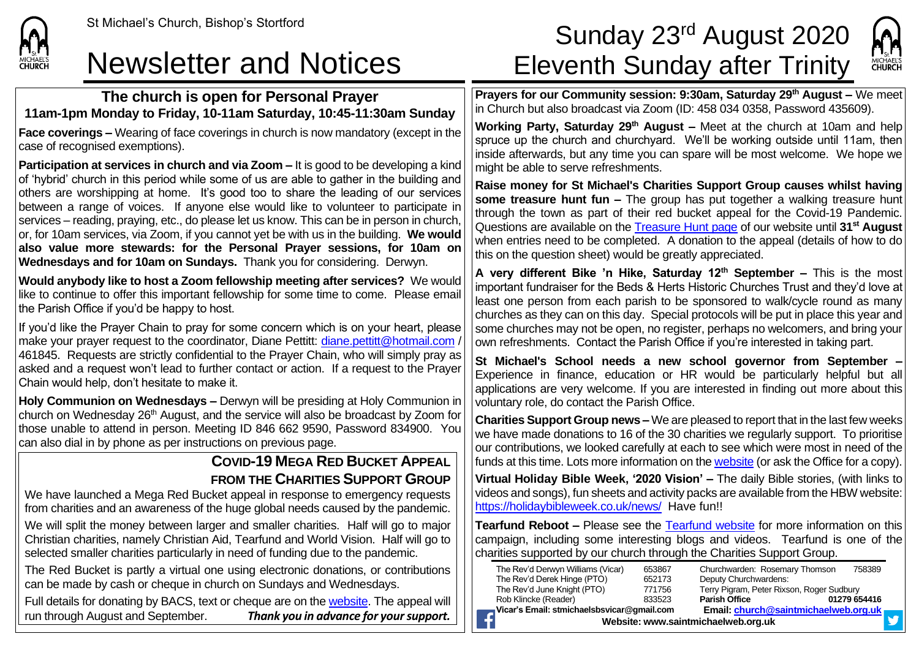St Michael's Church, Bishop's Stortford

# Newsletter and Notices

# Sunday 23rd August 2020 Eleventh Sunday after Trinity

## The church is open for Personal Prayer

**11am-1pm Monday to Friday, 10-11am Saturday, 10:45-11:30am Sunday**

**Face coverings –** Wearing of face coverings in church is now mandatory (except in the case of recognised exemptions).

**Participation at services in church and via Zoom –** It is good to be developing a kind of 'hybrid' church in this period while some of us are able to gather in the building and others are worshipping at home. It's good too to share the leading of our services between a range of voices. If anyone else would like to volunteer to participate in services – reading, praying, etc., do please let us know. This can be in person in church, or, for 10am services, via Zoom, if you cannot yet be with us in the building. **We would also value more stewards: for the Personal Prayer sessions, for 10am on Wednesdays and for 10am on Sundays.** Thank you for considering. Derwyn.

**Would anybody like to host a Zoom fellowship meeting after services?** We would like to continue to offer this important fellowship for some time to come. Please email the Parish Office if you'd be happy to host.

If you'd like the Prayer Chain to pray for some concern which is on your heart, please make your prayer request to the coordinator, Diane Pettitt: diane.pettitt@hotmail.com / 461845. Requests are strictly confidential to the Prayer Chain, who will simply pray as asked and a request won't lead to further contact or action. If a request to the Prayer Chain would help, don't hesitate to make it.

**Holy Communion on Wednesdays –** Derwyn will be presiding at Holy Communion in church on Wednesday 26th August, and the service will also be broadcast by Zoom for those unable to attend in person. Meeting ID 846 662 9590, Password 834900. You can also dial in by phone as per instructions on previous page.

### COVID-19 MEGA RED BUCKET APPEAL FROM THE CHARITIES SUPPORT GROUP

We have launched a Mega Red Bucket appeal in response to emergency requests from charities and an awareness of the huge global needs caused by the pandemic.

We will split the money between larger and smaller charities. Half will go to major Christian charities, namely Christian Aid, Tearfund and World Vision. Half will go to selected smaller charities particularly in need of funding due to the pandemic.

The Red Bucket is partly a virtual one using electronic donations, or contributions can be made by cash or cheque in church on Sundays and Wednesdays.

Full details for donating by BACS, text or cheque are on the website. The appeal will run through August and September. ***Thank you in advance for your support.***

**Prayers for our Community session: 9:30am, Saturday 29th August –** We meet in Church but also broadcast via Zoom (ID: 458 034 0358, Password 435609).

**Working Party, Saturday 29th August –** Meet at the church at 10am and help spruce up the church and churchyard. We'll be working outside until 11am, then inside afterwards, but any time you can spare will be most welcome. We hope we might be able to serve refreshments.

**Raise money for St Michael's Charities Support Group causes whilst having some treasure hunt fun –** The group has put together a walking treasure hunt through the town as part of their red bucket appeal for the Covid-19 Pandemic. Questions are available on the Treasure Hunt page of our website until **31st August** when entries need to be completed. A donation to the appeal (details of how to do this on the question sheet) would be greatly appreciated.

**A very different Bike 'n Hike, Saturday 12th September –** This is the most important fundraiser for the Beds & Herts Historic Churches Trust and they'd love at least one person from each parish to be sponsored to walk/cycle round as many churches as they can on this day. Special protocols will be put in place this year and some churches may not be open, no register, perhaps no welcomers, and bring your own refreshments. Contact the Parish Office if you're interested in taking part.

**St Michael's School needs a new school governor from September –** Experience in finance, education or HR would be particularly helpful but all applications are very welcome. If you are interested in finding out more about this voluntary role, do contact the Parish Office.

**Charities Support Group news –** We are pleased to report that in the last few weeks we have made donations to 16 of the 30 charities we regularly support. To prioritise our contributions, we looked carefully at each to see which were most in need of the funds at this time. Lots more information on the website (or ask the Office for a copy).

**Virtual Holiday Bible Week, '2020 Vision' –** The daily Bible stories, (with links to videos and songs), fun sheets and activity packs are available from the HBW website: https://holidaybibleweek.co.uk/news/ Have fun!!

**Tearfund Reboot –** Please see the Tearfund website for more information on this campaign, including some interesting blogs and videos. Tearfund is one of the charities supported by our church through the Charities Support Group.

| | | | |
|---|---|---|---|
| The Rev'd Derwyn Williams (Vicar) | 653867 | Churchwarden: Rosemary Thomson | 758389 |
| The Rev'd Derek Hinge (PTO) | 652173 | Deputy Churchwardens: | |
| The Rev'd June Knight (PTO) | 771756 | Terry Pigram, Peter Rixson, Roger Sudbury | |
| Rob Klincke (Reader) | 833523 | **Parish Office** | **01279 654416** |

**Vicar's Email: stmichaelsbsvicar@gmail.com** **Email: church@saintmichaelweb.org.uk**

**Website: www.saintmichaelweb.org.uk**